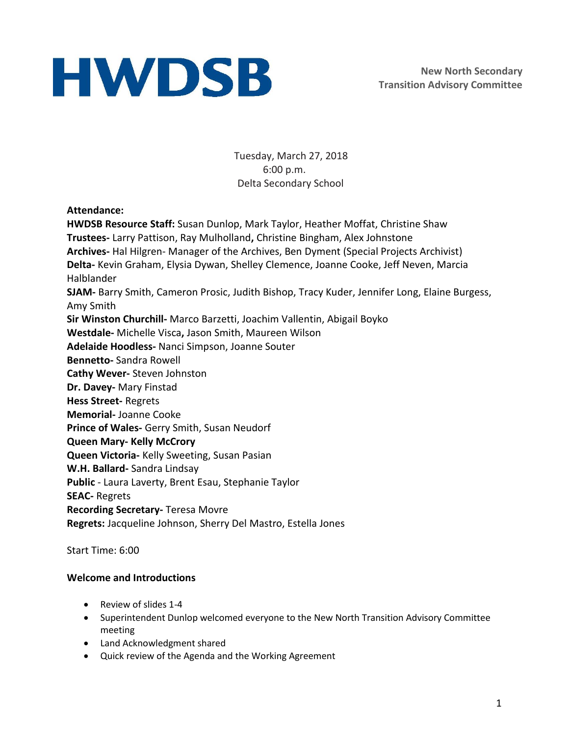# HWDSB

**New North Secondary Transition Advisory Committee**

Tuesday, March 27, 2018
6:00 p.m.
Delta Secondary School

**Attendance:**
**HWDSB Resource Staff:** Susan Dunlop, Mark Taylor, Heather Moffat, Christine Shaw
**Trustees-** Larry Pattison, Ray Mulholland**,** Christine Bingham, Alex Johnstone
**Archives-** Hal Hilgren- Manager of the Archives, Ben Dyment (Special Projects Archivist)
**Delta-** Kevin Graham, Elysia Dywan, Shelley Clemence, Joanne Cooke, Jeff Neven, Marcia Halblander
**SJAM-** Barry Smith, Cameron Prosic, Judith Bishop, Tracy Kuder, Jennifer Long, Elaine Burgess, Amy Smith
**Sir Winston Churchill-** Marco Barzetti, Joachim Vallentin, Abigail Boyko
**Westdale-** Michelle Visca**,** Jason Smith, Maureen Wilson
**Adelaide Hoodless-** Nanci Simpson, Joanne Souter
**Bennetto-** Sandra Rowell
**Cathy Wever-** Steven Johnston
**Dr. Davey-** Mary Finstad
**Hess Street-** Regrets
**Memorial-** Joanne Cooke
**Prince of Wales-** Gerry Smith, Susan Neudorf
**Queen Mary- Kelly McCrory**
**Queen Victoria-** Kelly Sweeting, Susan Pasian
**W.H. Ballard-** Sandra Lindsay
**Public** - Laura Laverty, Brent Esau, Stephanie Taylor
**SEAC-** Regrets
**Recording Secretary-** Teresa Movre
**Regrets:** Jacqueline Johnson, Sherry Del Mastro, Estella Jones

Start Time: 6:00

### Welcome and Introductions

- Review of slides 1-4
- Superintendent Dunlop welcomed everyone to the New North Transition Advisory Committee meeting
- Land Acknowledgment shared
- Quick review of the Agenda and the Working Agreement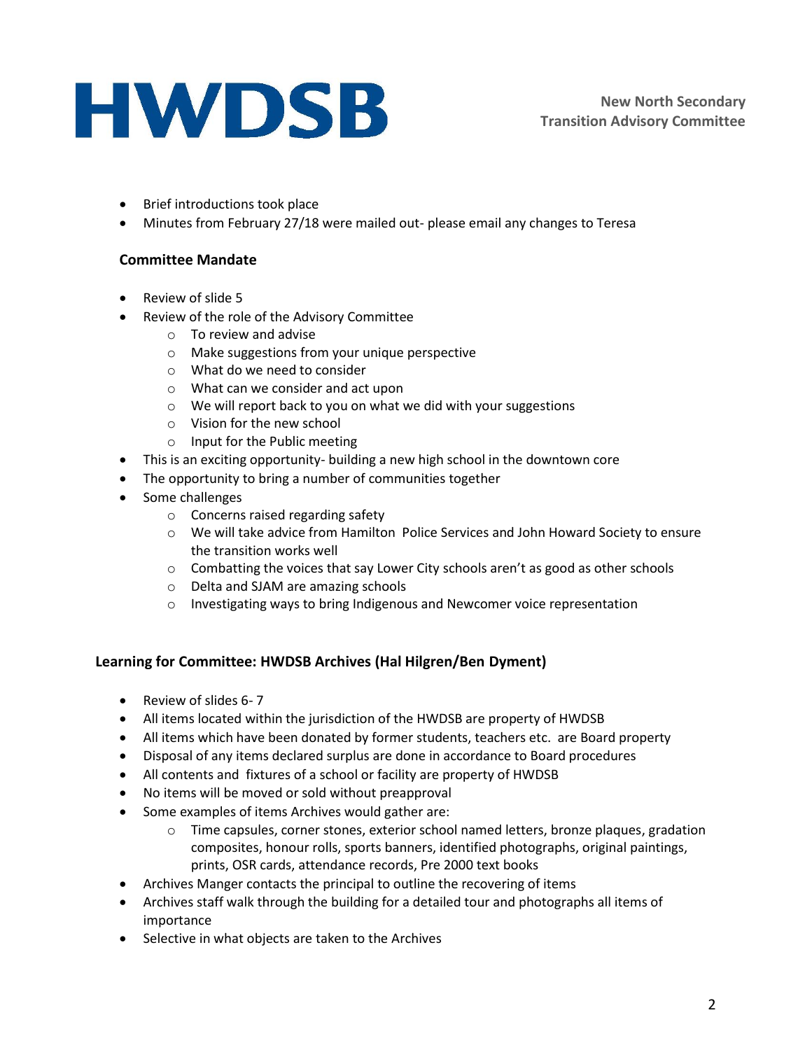- Brief introductions took place
- Minutes from February 27/18 were mailed out- please email any changes to Teresa

### Committee Mandate

- Review of slide 5
- Review of the role of the Advisory Committee
  - To review and advise
  - Make suggestions from your unique perspective
  - What do we need to consider
  - What can we consider and act upon
  - We will report back to you on what we did with your suggestions
  - Vision for the new school
  - Input for the Public meeting
- This is an exciting opportunity- building a new high school in the downtown core
- The opportunity to bring a number of communities together
- Some challenges
  - Concerns raised regarding safety
  - We will take advice from Hamilton Police Services and John Howard Society to ensure the transition works well
  - Combatting the voices that say Lower City schools aren't as good as other schools
  - Delta and SJAM are amazing schools
  - Investigating ways to bring Indigenous and Newcomer voice representation

### Learning for Committee: HWDSB Archives (Hal Hilgren/Ben Dyment)

- Review of slides 6- 7
- All items located within the jurisdiction of the HWDSB are property of HWDSB
- All items which have been donated by former students, teachers etc. are Board property
- Disposal of any items declared surplus are done in accordance to Board procedures
- All contents and fixtures of a school or facility are property of HWDSB
- No items will be moved or sold without preapproval
- Some examples of items Archives would gather are:
  - Time capsules, corner stones, exterior school named letters, bronze plaques, gradation composites, honour rolls, sports banners, identified photographs, original paintings, prints, OSR cards, attendance records, Pre 2000 text books
- Archives Manger contacts the principal to outline the recovering of items
- Archives staff walk through the building for a detailed tour and photographs all items of importance
- Selective in what objects are taken to the Archives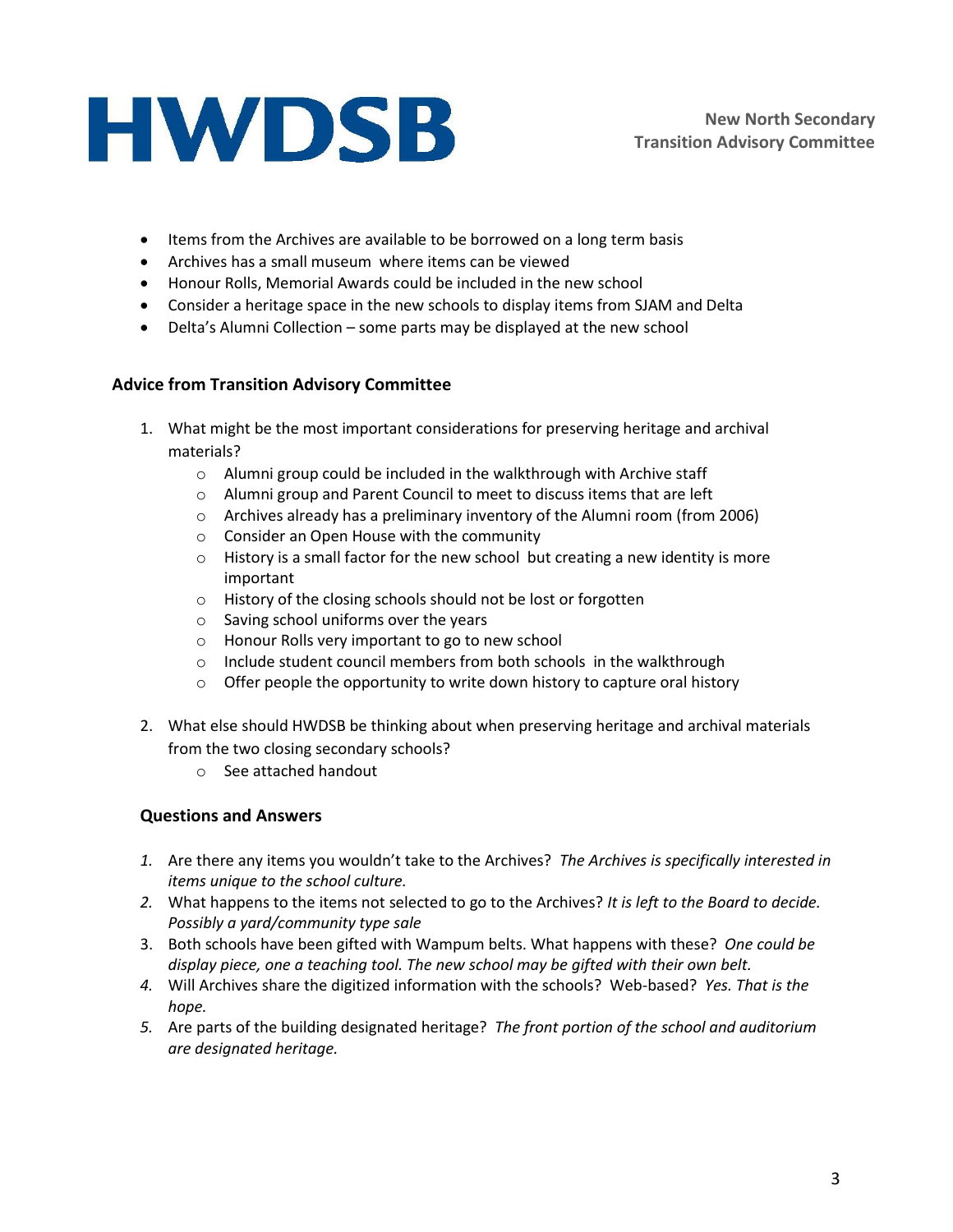- Items from the Archives are available to be borrowed on a long term basis
- Archives has a small museum where items can be viewed
- Honour Rolls, Memorial Awards could be included in the new school
- Consider a heritage space in the new schools to display items from SJAM and Delta
- Delta's Alumni Collection – some parts may be displayed at the new school

### Advice from Transition Advisory Committee

1. What might be the most important considerations for preserving heritage and archival materials?
   - Alumni group could be included in the walkthrough with Archive staff
   - Alumni group and Parent Council to meet to discuss items that are left
   - Archives already has a preliminary inventory of the Alumni room (from 2006)
   - Consider an Open House with the community
   - History is a small factor for the new school but creating a new identity is more important
   - History of the closing schools should not be lost or forgotten
   - Saving school uniforms over the years
   - Honour Rolls very important to go to new school
   - Include student council members from both schools in the walkthrough
   - Offer people the opportunity to write down history to capture oral history

2. What else should HWDSB be thinking about when preserving heritage and archival materials from the two closing secondary schools?
   - See attached handout

### Questions and Answers

1. Are there any items you wouldn't take to the Archives? *The Archives is specifically interested in items unique to the school culture.*
2. What happens to the items not selected to go to the Archives? *It is left to the Board to decide. Possibly a yard/community type sale*
3. Both schools have been gifted with Wampum belts. What happens with these? *One could be display piece, one a teaching tool. The new school may be gifted with their own belt.*
4. Will Archives share the digitized information with the schools? Web-based? *Yes. That is the hope.*
5. Are parts of the building designated heritage? *The front portion of the school and auditorium are designated heritage.*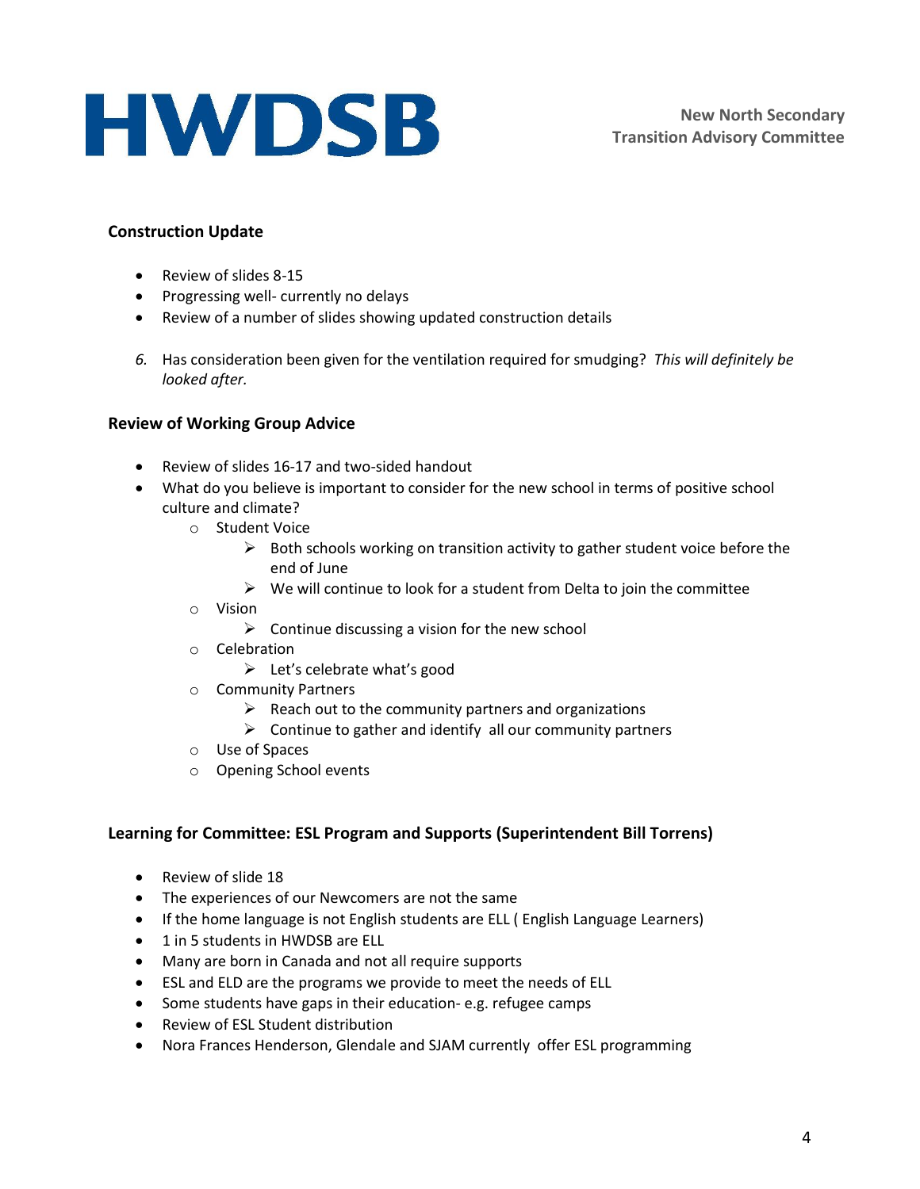## Construction Update

- Review of slides 8-15
- Progressing well- currently no delays
- Review of a number of slides showing updated construction details

6. Has consideration been given for the ventilation required for smudging? *This will definitely be looked after.*

## Review of Working Group Advice

- Review of slides 16-17 and two-sided handout
- What do you believe is important to consider for the new school in terms of positive school culture and climate?
  - Student Voice
    - Both schools working on transition activity to gather student voice before the end of June
    - We will continue to look for a student from Delta to join the committee
  - Vision
    - Continue discussing a vision for the new school
  - Celebration
    - Let's celebrate what's good
  - Community Partners
    - Reach out to the community partners and organizations
    - Continue to gather and identify all our community partners
  - Use of Spaces
  - Opening School events

## Learning for Committee: ESL Program and Supports (Superintendent Bill Torrens)

- Review of slide 18
- The experiences of our Newcomers are not the same
- If the home language is not English students are ELL ( English Language Learners)
- 1 in 5 students in HWDSB are ELL
- Many are born in Canada and not all require supports
- ESL and ELD are the programs we provide to meet the needs of ELL
- Some students have gaps in their education- e.g. refugee camps
- Review of ESL Student distribution
- Nora Frances Henderson, Glendale and SJAM currently offer ESL programming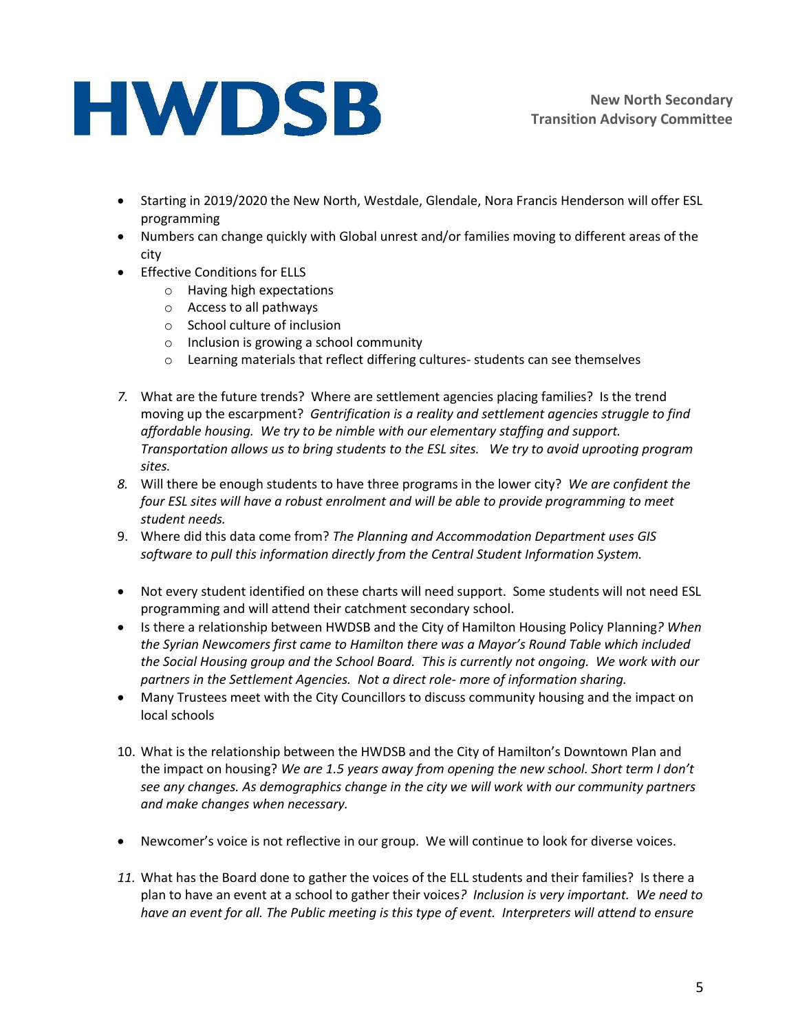- Starting in 2019/2020 the New North, Westdale, Glendale, Nora Francis Henderson will offer ESL programming
- Numbers can change quickly with Global unrest and/or families moving to different areas of the city
- Effective Conditions for ELLS
  - Having high expectations
  - Access to all pathways
  - School culture of inclusion
  - Inclusion is growing a school community
  - Learning materials that reflect differing cultures- students can see themselves

7. What are the future trends? Where are settlement agencies placing families? Is the trend moving up the escarpment? *Gentrification is a reality and settlement agencies struggle to find affordable housing. We try to be nimble with our elementary staffing and support. Transportation allows us to bring students to the ESL sites. We try to avoid uprooting program sites.*
8. Will there be enough students to have three programs in the lower city? *We are confident the four ESL sites will have a robust enrolment and will be able to provide programming to meet student needs.*
9. Where did this data come from? *The Planning and Accommodation Department uses GIS software to pull this information directly from the Central Student Information System.*

- Not every student identified on these charts will need support. Some students will not need ESL programming and will attend their catchment secondary school.
- Is there a relationship between HWDSB and the City of Hamilton Housing Policy Planning*? When the Syrian Newcomers first came to Hamilton there was a Mayor's Round Table which included the Social Housing group and the School Board. This is currently not ongoing. We work with our partners in the Settlement Agencies. Not a direct role- more of information sharing.*
- Many Trustees meet with the City Councillors to discuss community housing and the impact on local schools

10. What is the relationship between the HWDSB and the City of Hamilton's Downtown Plan and the impact on housing? *We are 1.5 years away from opening the new school. Short term I don't see any changes. As demographics change in the city we will work with our community partners and make changes when necessary.*

- Newcomer's voice is not reflective in our group. We will continue to look for diverse voices.

11. What has the Board done to gather the voices of the ELL students and their families? Is there a plan to have an event at a school to gather their voices*? Inclusion is very important. We need to have an event for all. The Public meeting is this type of event. Interpreters will attend to ensure*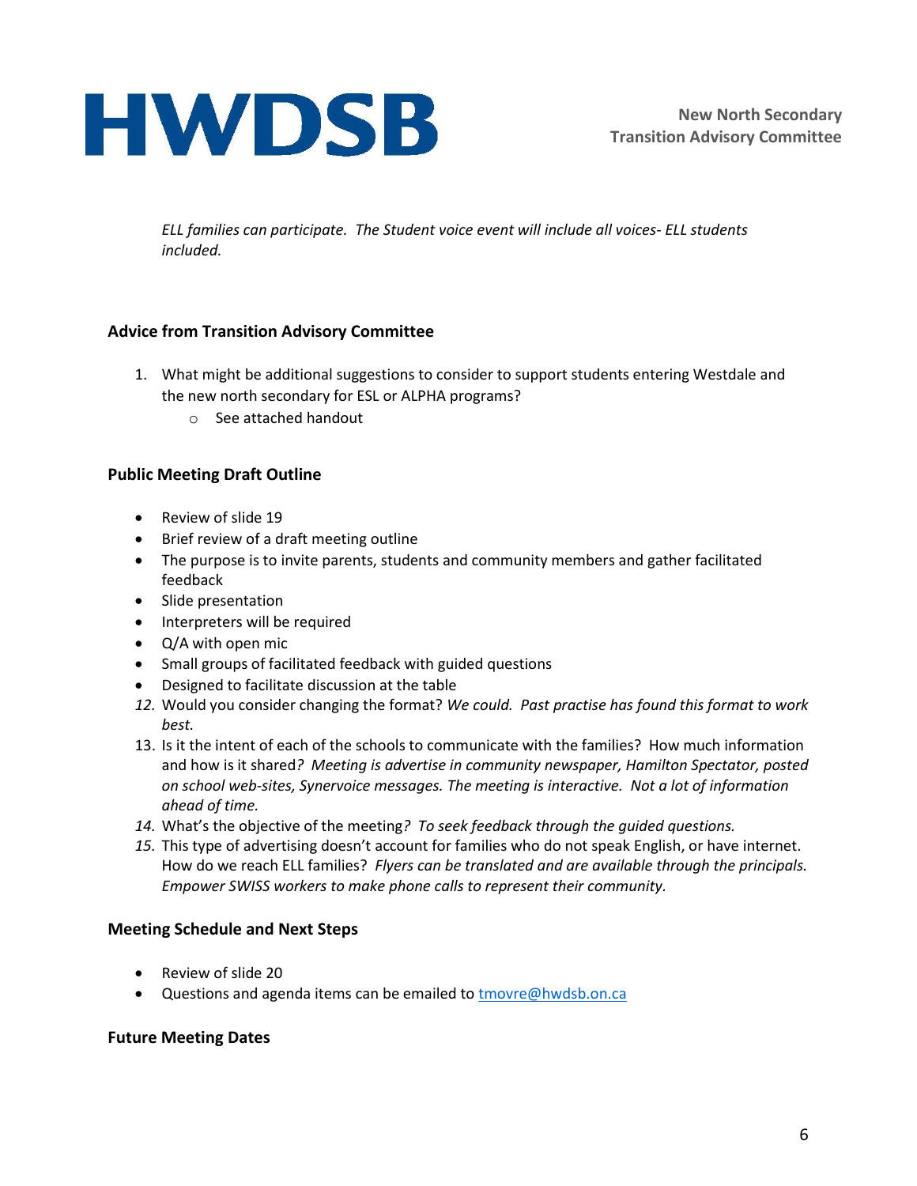*ELL families can participate. The Student voice event will include all voices- ELL students included.*

### Advice from Transition Advisory Committee

1. What might be additional suggestions to consider to support students entering Westdale and the new north secondary for ESL or ALPHA programs?
   - See attached handout

### Public Meeting Draft Outline

- Review of slide 19
- Brief review of a draft meeting outline
- The purpose is to invite parents, students and community members and gather facilitated feedback
- Slide presentation
- Interpreters will be required
- Q/A with open mic
- Small groups of facilitated feedback with guided questions
- Designed to facilitate discussion at the table

12. Would you consider changing the format? *We could. Past practise has found this format to work best.*
13. Is it the intent of each of the schools to communicate with the families? How much information and how is it shared*? Meeting is advertise in community newspaper, Hamilton Spectator, posted on school web-sites, Synervoice messages. The meeting is interactive. Not a lot of information ahead of time.*
14. What's the objective of the meeting*? To seek feedback through the guided questions.*
15. This type of advertising doesn't account for families who do not speak English, or have internet. How do we reach ELL families? *Flyers can be translated and are available through the principals. Empower SWISS workers to make phone calls to represent their community.*

### Meeting Schedule and Next Steps

- Review of slide 20
- Questions and agenda items can be emailed to tmovre@hwdsb.on.ca

### Future Meeting Dates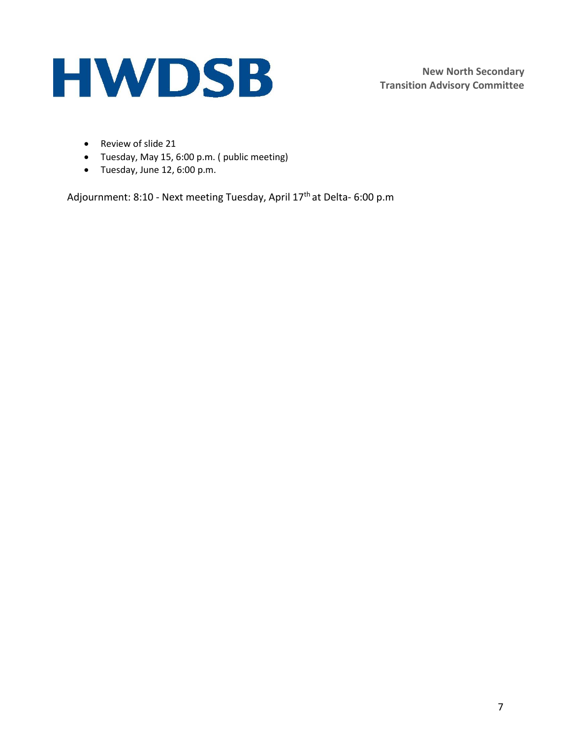- Review of slide 21
- Tuesday, May 15, 6:00 p.m. ( public meeting)
- Tuesday, June 12, 6:00 p.m.

Adjournment: 8:10 - Next meeting Tuesday, April 17th at Delta- 6:00 p.m